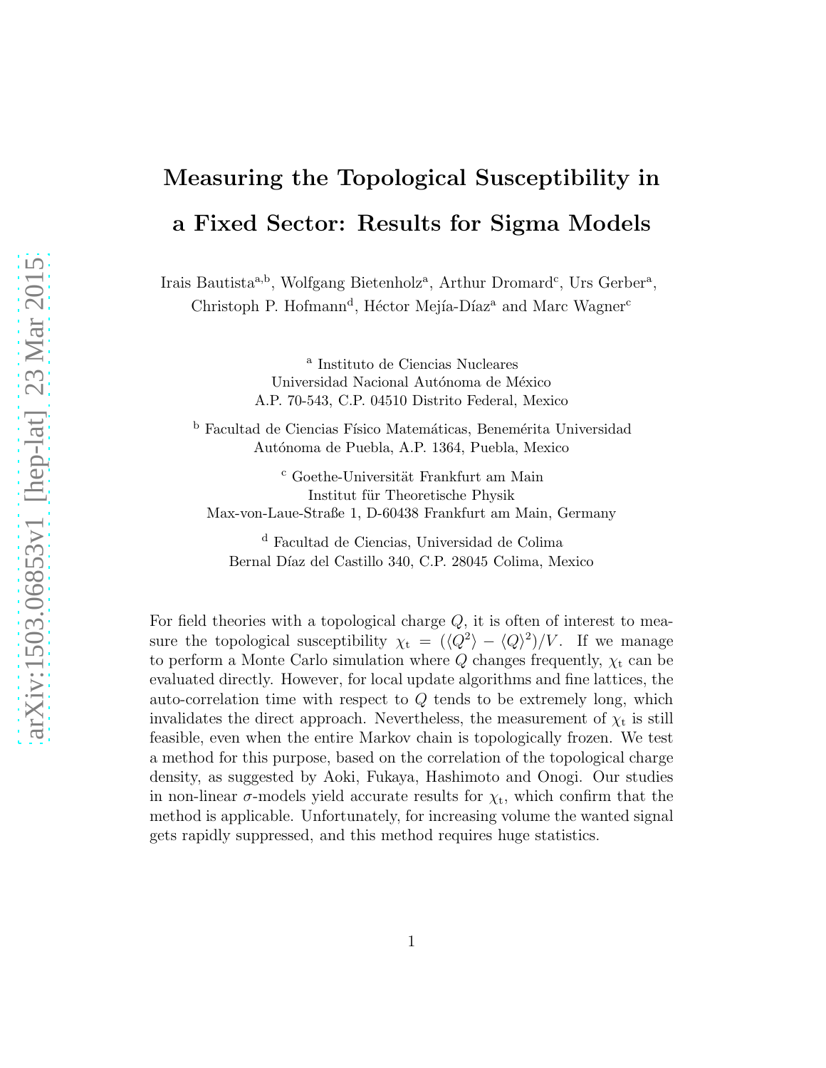# Measuring the Topological Susceptibility in a Fixed Sector: Results for Sigma Models

Irais Bautista[a,b], Wolfgang Bietenholz[a], Arthur Dromard[c], Urs Gerber[a], Christoph P. Hofmann[d], Héctor Mejía-Díaz[a] and Marc Wagner[c]

[a] Instituto de Ciencias Nucleares
Universidad Nacional Autónoma de México
A.P. 70-543, C.P. 04510 Distrito Federal, Mexico

[b] Facultad de Ciencias Físico Matemáticas, Benemérita Universidad Autónoma de Puebla, A.P. 1364, Puebla, Mexico

[c] Goethe-Universität Frankfurt am Main
Institut für Theoretische Physik
Max-von-Laue-Straße 1, D-60438 Frankfurt am Main, Germany

[d] Facultad de Ciencias, Universidad de Colima
Bernal Díaz del Castillo 340, C.P. 28045 Colima, Mexico

For field theories with a topological charge $Q$, it is often of interest to measure the topological susceptibility $\chi_{\rm t} = (\langle Q^2 \rangle - \langle Q \rangle^2)/V$. If we manage to perform a Monte Carlo simulation where $Q$ changes frequently, $\chi_{\rm t}$ can be evaluated directly. However, for local update algorithms and fine lattices, the auto-correlation time with respect to $Q$ tends to be extremely long, which invalidates the direct approach. Nevertheless, the measurement of $\chi_{\rm t}$ is still feasible, even when the entire Markov chain is topologically frozen. We test a method for this purpose, based on the correlation of the topological charge density, as suggested by Aoki, Fukaya, Hashimoto and Onogi. Our studies in non-linear $\sigma$-models yield accurate results for $\chi_{\rm t}$, which confirm that the method is applicable. Unfortunately, for increasing volume the wanted signal gets rapidly suppressed, and this method requires huge statistics.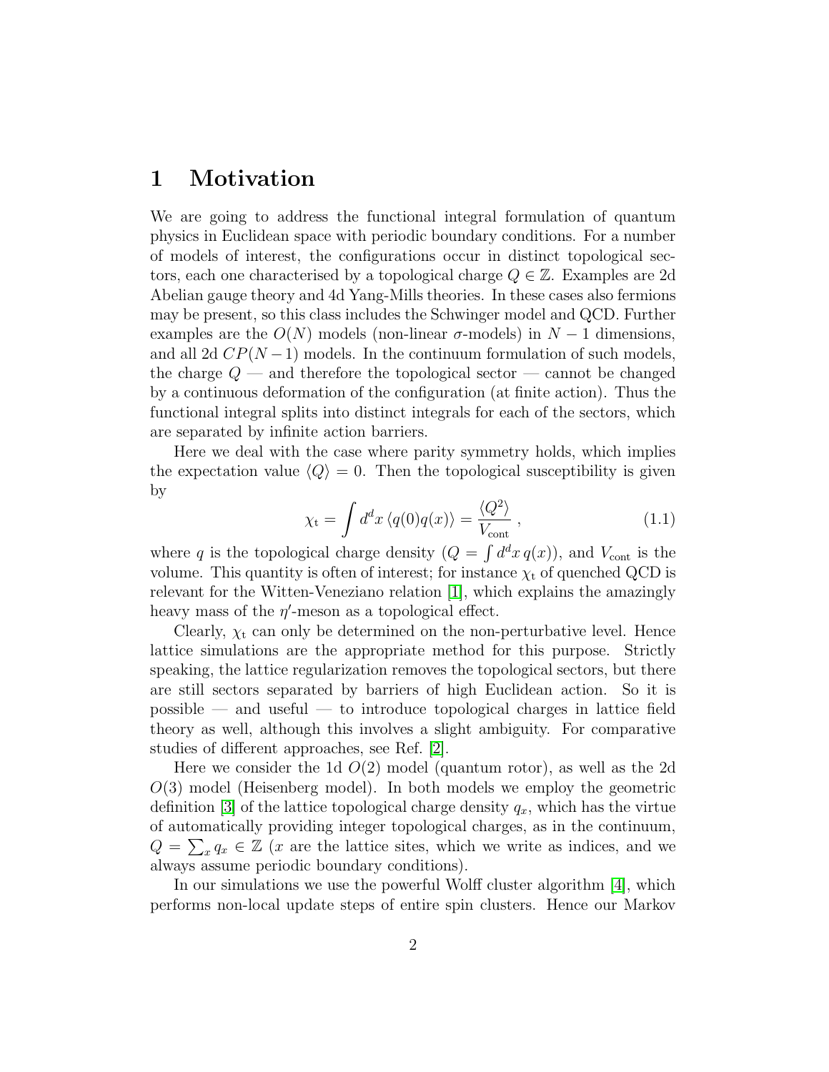# 1 Motivation

We are going to address the functional integral formulation of quantum physics in Euclidean space with periodic boundary conditions. For a number of models of interest, the configurations occur in distinct topological sectors, each one characterised by a topological charge $Q \in \mathbb{Z}$. Examples are 2d Abelian gauge theory and 4d Yang-Mills theories. In these cases also fermions may be present, so this class includes the Schwinger model and QCD. Further examples are the $O(N)$ models (non-linear $\sigma$-models) in $N-1$ dimensions, and all 2d $CP(N-1)$ models. In the continuum formulation of such models, the charge $Q$ — and therefore the topological sector — cannot be changed by a continuous deformation of the configuration (at finite action). Thus the functional integral splits into distinct integrals for each of the sectors, which are separated by infinite action barriers.

Here we deal with the case where parity symmetry holds, which implies the expectation value $\langle Q \rangle = 0$. Then the topological susceptibility is given by

$$\chi_{\rm t} = \int d^d x \, \langle q(0) q(x) \rangle = \frac{\langle Q^2 \rangle}{V_{\rm cont}} \,, \tag{1.1}$$

where $q$ is the topological charge density ($Q = \int d^d x \, q(x)$), and $V_{\rm cont}$ is the volume. This quantity is often of interest; for instance $\chi_{\rm t}$ of quenched QCD is relevant for the Witten-Veneziano relation [1], which explains the amazingly heavy mass of the $\eta'$-meson as a topological effect.

Clearly, $\chi_{\rm t}$ can only be determined on the non-perturbative level. Hence lattice simulations are the appropriate method for this purpose. Strictly speaking, the lattice regularization removes the topological sectors, but there are still sectors separated by barriers of high Euclidean action. So it is possible — and useful — to introduce topological charges in lattice field theory as well, although this involves a slight ambiguity. For comparative studies of different approaches, see Ref. [2].

Here we consider the 1d $O(2)$ model (quantum rotor), as well as the 2d $O(3)$ model (Heisenberg model). In both models we employ the geometric definition [3] of the lattice topological charge density $q_x$, which has the virtue of automatically providing integer topological charges, as in the continuum, $Q = \sum_x q_x \in \mathbb{Z}$ ($x$ are the lattice sites, which we write as indices, and we always assume periodic boundary conditions).

In our simulations we use the powerful Wolff cluster algorithm [4], which performs non-local update steps of entire spin clusters. Hence our Markov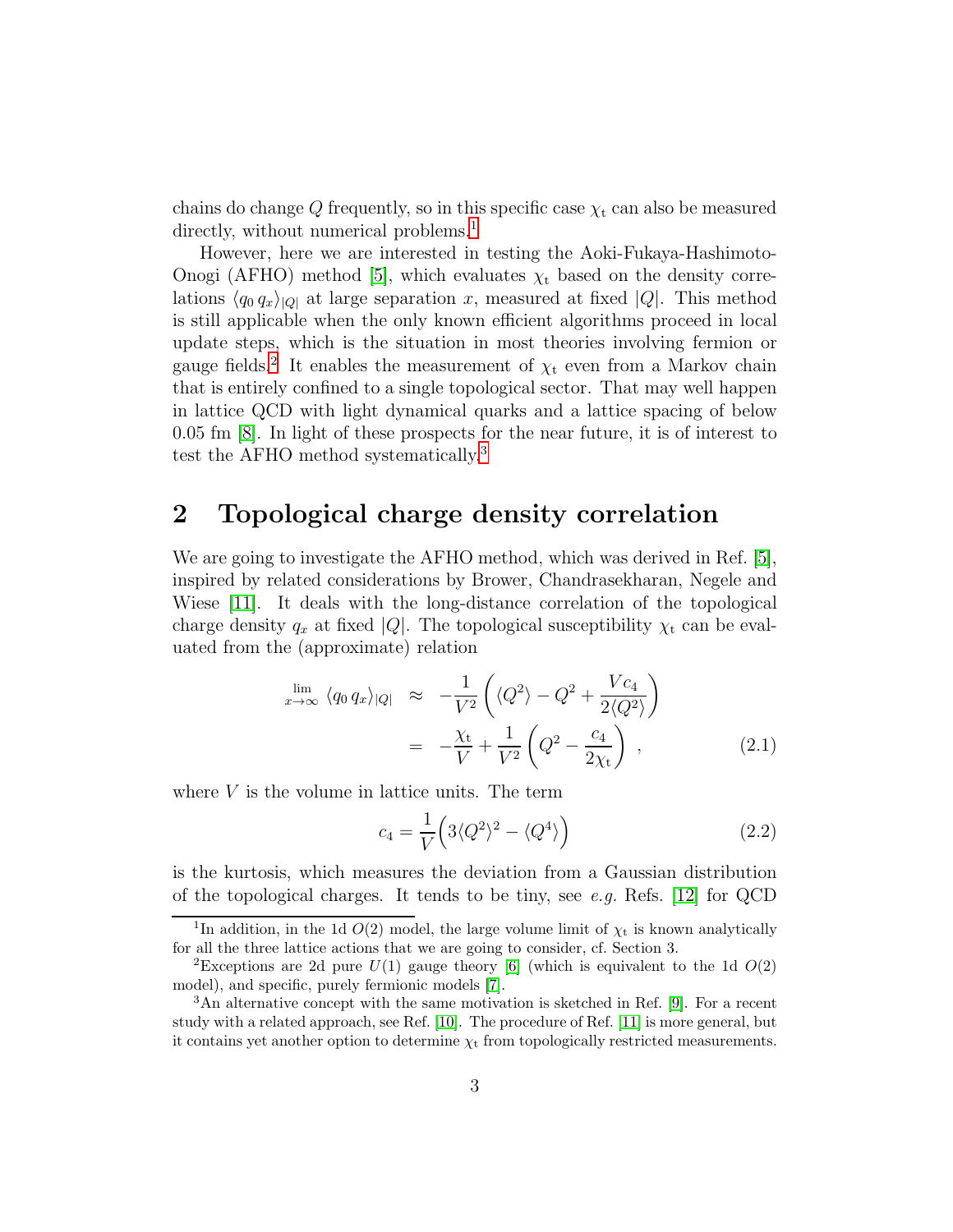chains do change $Q$ frequently, so in this specific case $\chi_t$ can also be measured directly, without numerical problems.[1]

However, here we are interested in testing the Aoki-Fukaya-Hashimoto-Onogi (AFHO) method [5], which evaluates $\chi_t$ based on the density correlations $\langle q_0 \, q_x \rangle_{|Q|}$ at large separation $x$, measured at fixed $|Q|$. This method is still applicable when the only known efficient algorithms proceed in local update steps, which is the situation in most theories involving fermion or gauge fields.[2] It enables the measurement of $\chi_t$ even from a Markov chain that is entirely confined to a single topological sector. That may well happen in lattice QCD with light dynamical quarks and a lattice spacing of below 0.05 fm [8]. In light of these prospects for the near future, it is of interest to test the AFHO method systematically.[3]

## 2 Topological charge density correlation

We are going to investigate the AFHO method, which was derived in Ref. [5], inspired by related considerations by Brower, Chandrasekharan, Negele and Wiese [11]. It deals with the long-distance correlation of the topological charge density $q_x$ at fixed $|Q|$. The topological susceptibility $\chi_t$ can be evaluated from the (approximate) relation

$$
\begin{aligned}
\lim_{x \to \infty} \langle q_0 \, q_x \rangle_{|Q|} &\approx -\frac{1}{V^2} \left( \langle Q^2 \rangle - Q^2 + \frac{V c_4}{2 \langle Q^2 \rangle} \right) \\
&= -\frac{\chi_t}{V} + \frac{1}{V^2} \left( Q^2 - \frac{c_4}{2 \chi_t} \right) ,
\end{aligned}
\tag{2.1}
$$

where $V$ is the volume in lattice units. The term

$$
c_4 = \frac{1}{V} \Big( 3 \langle Q^2 \rangle^2 - \langle Q^4 \rangle \Big)
\tag{2.2}
$$

is the kurtosis, which measures the deviation from a Gaussian distribution of the topological charges. It tends to be tiny, see *e.g.* Refs. [12] for QCD

---

[1] In addition, in the 1d $O(2)$ model, the large volume limit of $\chi_t$ is known analytically for all the three lattice actions that we are going to consider, cf. Section 3.

[2] Exceptions are 2d pure $U(1)$ gauge theory [6] (which is equivalent to the 1d $O(2)$ model), and specific, purely fermionic models [7].

[3] An alternative concept with the same motivation is sketched in Ref. [9]. For a recent study with a related approach, see Ref. [10]. The procedure of Ref. [11] is more general, but it contains yet another option to determine $\chi_t$ from topologically restricted measurements.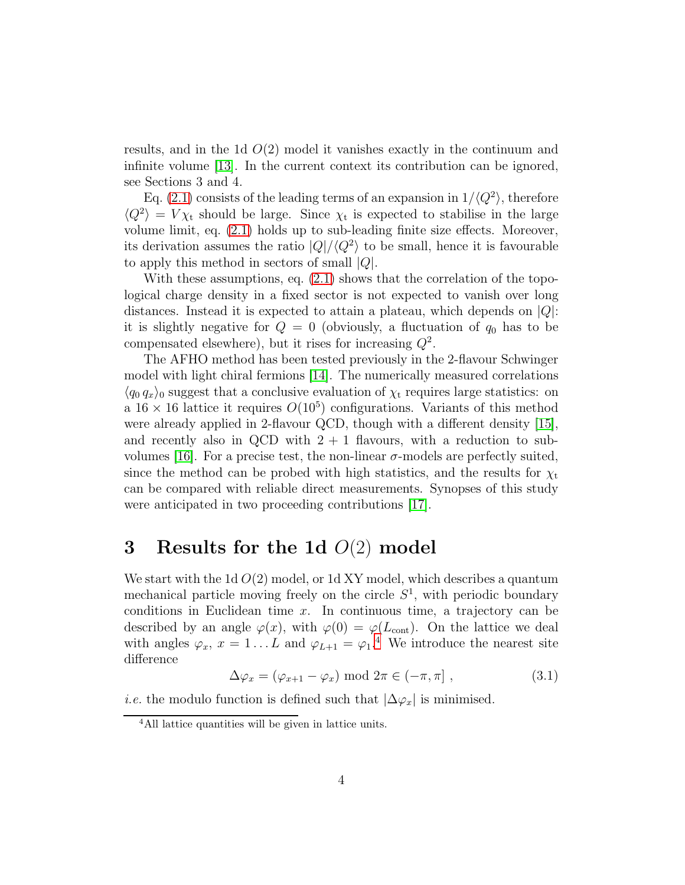results, and in the 1d $O(2)$ model it vanishes exactly in the continuum and infinite volume [13]. In the current context its contribution can be ignored, see Sections 3 and 4.

Eq. (2.1) consists of the leading terms of an expansion in $1/\langle Q^2 \rangle$, therefore $\langle Q^2 \rangle = V \chi_{\rm t}$ should be large. Since $\chi_{\rm t}$ is expected to stabilise in the large volume limit, eq. (2.1) holds up to sub-leading finite size effects. Moreover, its derivation assumes the ratio $|Q|/\langle Q^2 \rangle$ to be small, hence it is favourable to apply this method in sectors of small $|Q|$.

With these assumptions, eq. (2.1) shows that the correlation of the topological charge density in a fixed sector is not expected to vanish over long distances. Instead it is expected to attain a plateau, which depends on $|Q|$: it is slightly negative for $Q = 0$ (obviously, a fluctuation of $q_0$ has to be compensated elsewhere), but it rises for increasing $Q^2$.

The AFHO method has been tested previously in the 2-flavour Schwinger model with light chiral fermions [14]. The numerically measured correlations $\langle q_0 \, q_x \rangle_0$ suggest that a conclusive evaluation of $\chi_{\rm t}$ requires large statistics: on a $16 \times 16$ lattice it requires $O(10^5)$ configurations. Variants of this method were already applied in 2-flavour QCD, though with a different density [15], and recently also in QCD with $2+1$ flavours, with a reduction to sub-volumes [16]. For a precise test, the non-linear $\sigma$-models are perfectly suited, since the method can be probed with high statistics, and the results for $\chi_{\rm t}$ can be compared with reliable direct measurements. Synopses of this study were anticipated in two proceeding contributions [17].

# 3 Results for the 1d $O(2)$ model

We start with the 1d $O(2)$ model, or 1d XY model, which describes a quantum mechanical particle moving freely on the circle $S^1$, with periodic boundary conditions in Euclidean time $x$. In continuous time, a trajectory can be described by an angle $\varphi(x)$, with $\varphi(0) = \varphi(L_{\rm cont})$. On the lattice we deal with angles $\varphi_x$, $x = 1 \dots L$ and $\varphi_{L+1} = \varphi_1$.[4] We introduce the nearest site difference

$$\Delta\varphi_x = (\varphi_{x+1} - \varphi_x) \bmod 2\pi \in (-\pi, \pi] \; , \tag{3.1}$$

*i.e.* the modulo function is defined such that $|\Delta\varphi_x|$ is minimised.

[4] All lattice quantities will be given in lattice units.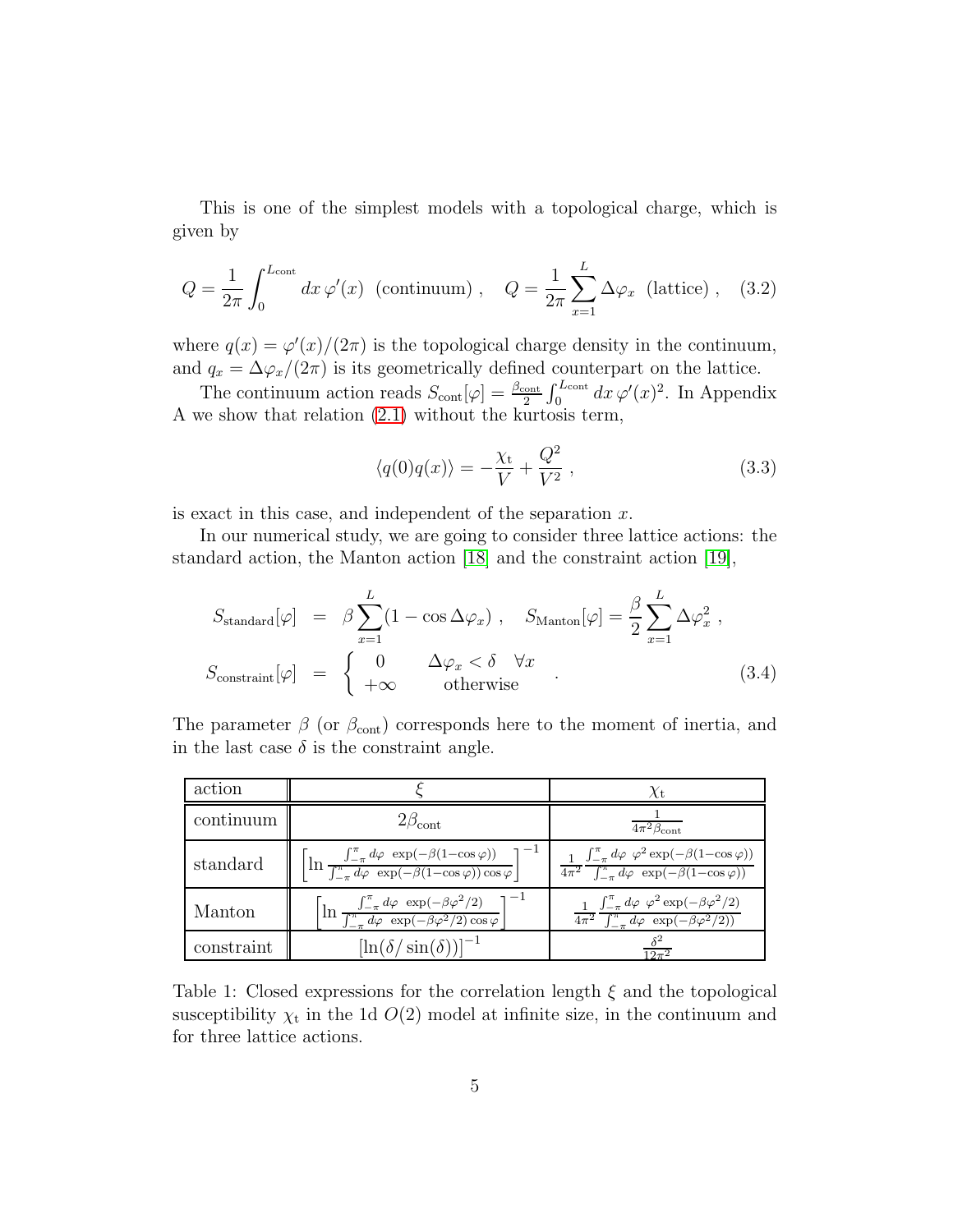This is one of the simplest models with a topological charge, which is given by

$$Q = \frac{1}{2\pi} \int_0^{L_{\rm cont}} dx \, \varphi'(x) \;\; \text{(continuum)} \; , \quad Q = \frac{1}{2\pi} \sum_{x=1}^{L} \Delta\varphi_x \;\; \text{(lattice)} \; , \quad (3.2)$$

where $q(x) = \varphi'(x)/(2\pi)$ is the topological charge density in the continuum, and $q_x = \Delta\varphi_x/(2\pi)$ is its geometrically defined counterpart on the lattice.

The continuum action reads $S_{\rm cont}[\varphi] = \frac{\beta_{\rm cont}}{2} \int_0^{L_{\rm cont}} dx \, \varphi'(x)^2$. In Appendix A we show that relation (2.1) without the kurtosis term,

$$\langle q(0) q(x) \rangle = -\frac{\chi_{\rm t}}{V} + \frac{Q^2}{V^2} \; , \qquad (3.3)$$

is exact in this case, and independent of the separation $x$.

In our numerical study, we are going to consider three lattice actions: the standard action, the Manton action [18] and the constraint action [19],

$$\begin{aligned} S_{\rm standard}[\varphi] &= \beta \sum_{x=1}^{L} (1 - \cos \Delta\varphi_x) \; , \quad S_{\rm Manton}[\varphi] = \frac{\beta}{2} \sum_{x=1}^{L} \Delta\varphi_x^2 \; , \\ S_{\rm constraint}[\varphi] &= \begin{cases} 0 & \Delta\varphi_x < \delta \quad \forall x \\ +\infty & \text{otherwise} \end{cases} \; . \end{aligned} \qquad (3.4)$$

The parameter $\beta$ (or $\beta_{\rm cont}$) corresponds here to the moment of inertia, and in the last case $\delta$ is the constraint angle.

| action | $\xi$ | $\chi_{\rm t}$ |
|---|---|---|
| continuum | $2\beta_{\rm cont}$ | $\frac{1}{4\pi^2 \beta_{\rm cont}}$ |
| standard | $\left[ \ln \frac{\int_{-\pi}^{\pi} d\varphi \; \exp(-\beta(1-\cos\varphi))}{\int_{-\pi}^{\pi} d\varphi \; \exp(-\beta(1-\cos\varphi))\cos\varphi} \right]^{-1}$ | $\frac{1}{4\pi^2} \frac{\int_{-\pi}^{\pi} d\varphi \; \varphi^2 \exp(-\beta(1-\cos\varphi))}{\int_{-\pi}^{\pi} d\varphi \; \exp(-\beta(1-\cos\varphi))}$ |
| Manton | $\left[ \ln \frac{\int_{-\pi}^{\pi} d\varphi \; \exp(-\beta\varphi^2/2)}{\int_{-\pi}^{\pi} d\varphi \; \exp(-\beta\varphi^2/2)\cos\varphi} \right]^{-1}$ | $\frac{1}{4\pi^2} \frac{\int_{-\pi}^{\pi} d\varphi \; \varphi^2 \exp(-\beta\varphi^2/2)}{\int_{-\pi}^{\pi} d\varphi \; \exp(-\beta\varphi^2/2))}$ |
| constraint | $\left[ \ln(\delta/\sin(\delta)) \right]^{-1}$ | $\frac{\delta^2}{12\pi^2}$ |

Table 1: Closed expressions for the correlation length $\xi$ and the topological susceptibility $\chi_{\rm t}$ in the 1d $O(2)$ model at infinite size, in the continuum and for three lattice actions.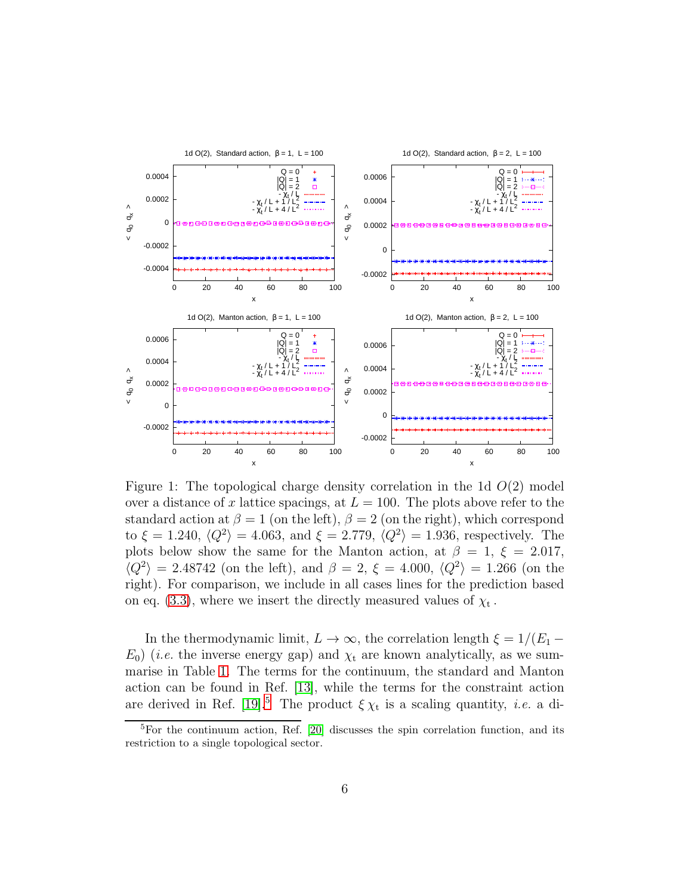Figure 1: The topological charge density correlation in the 1d $O(2)$ model over a distance of $x$ lattice spacings, at $L = 100$. The plots above refer to the standard action at $\beta = 1$ (on the left), $\beta = 2$ (on the right), which correspond to $\xi = 1.240$, $\langle Q^2 \rangle = 4.063$, and $\xi = 2.779$, $\langle Q^2 \rangle = 1.936$, respectively. The plots below show the same for the Manton action, at $\beta = 1$, $\xi = 2.017$, $\langle Q^2 \rangle = 2.48742$ (on the left), and $\beta = 2$, $\xi = 4.000$, $\langle Q^2 \rangle = 1.266$ (on the right). For comparison, we include in all cases lines for the prediction based on eq. (3.3), where we insert the directly measured values of $\chi_t$.

In the thermodynamic limit, $L \to \infty$, the correlation length $\xi = 1/(E_1 - E_0)$ (*i.e.* the inverse energy gap) and $\chi_t$ are known analytically, as we summarise in Table 1. The terms for the continuum, the standard and Manton action can be found in Ref. [13], while the terms for the constraint action are derived in Ref. [19].[5] The product $\xi\,\chi_t$ is a scaling quantity, *i.e.* a di-

[5] For the continuum action, Ref. [20] discusses the spin correlation function, and its restriction to a single topological sector.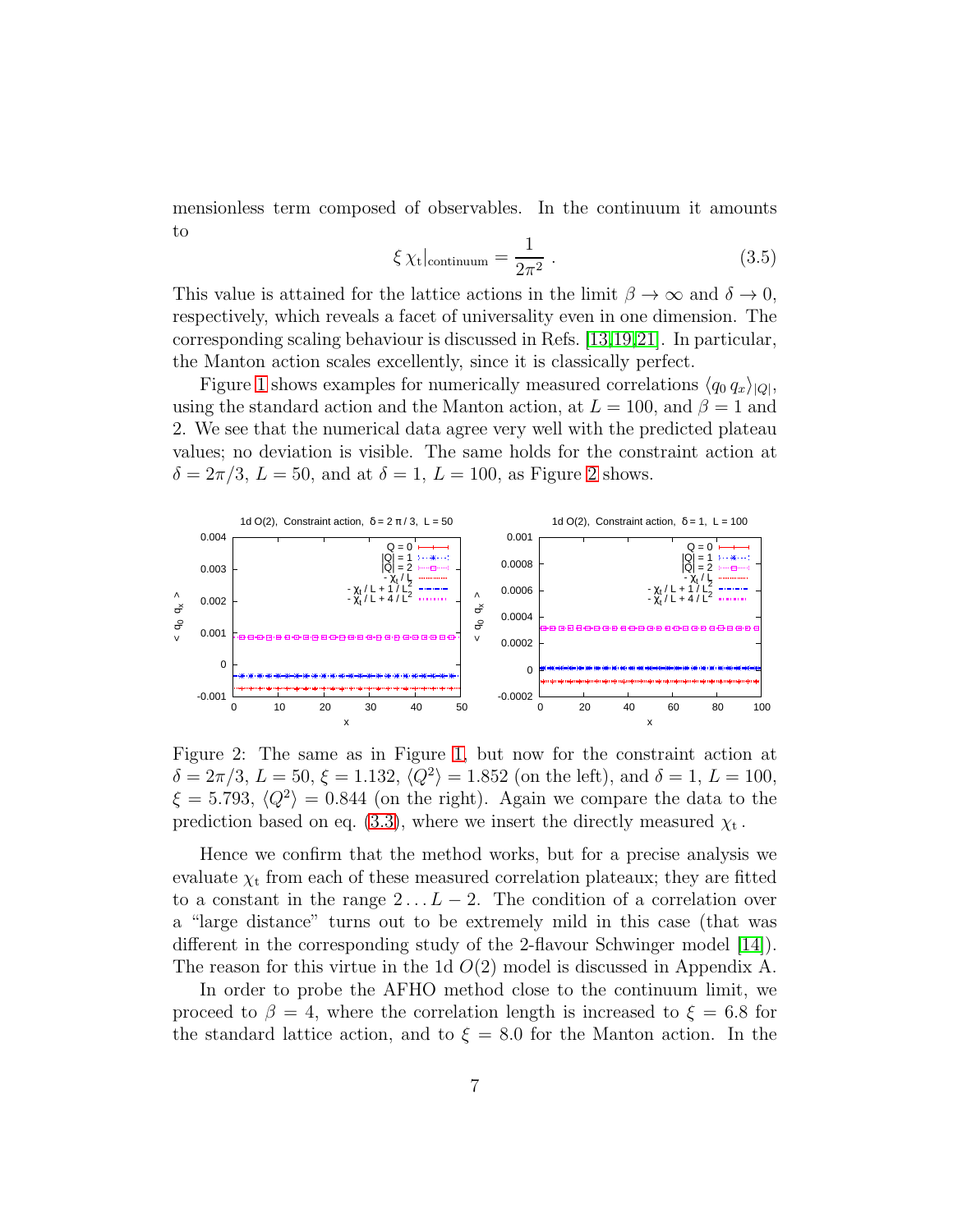mensionless term composed of observables. In the continuum it amounts to

$$\xi \, \chi_{\rm t}|_{\rm continuum} = \frac{1}{2\pi^2} \ . \tag{3.5}$$

This value is attained for the lattice actions in the limit $\beta \to \infty$ and $\delta \to 0$, respectively, which reveals a facet of universality even in one dimension. The corresponding scaling behaviour is discussed in Refs. [13,19,21]. In particular, the Manton action scales excellently, since it is classically perfect.

Figure 1 shows examples for numerically measured correlations $\langle q_0 \, q_x \rangle_{|Q|}$, using the standard action and the Manton action, at $L = 100$, and $\beta = 1$ and 2. We see that the numerical data agree very well with the predicted plateau values; no deviation is visible. The same holds for the constraint action at $\delta = 2\pi/3$, $L = 50$, and at $\delta = 1$, $L = 100$, as Figure 2 shows.

Figure 2: The same as in Figure 1, but now for the constraint action at $\delta = 2\pi/3$, $L = 50$, $\xi = 1.132$, $\langle Q^2 \rangle = 1.852$ (on the left), and $\delta = 1$, $L = 100$, $\xi = 5.793$, $\langle Q^2 \rangle = 0.844$ (on the right). Again we compare the data to the prediction based on eq. (3.3), where we insert the directly measured $\chi_{\rm t}$.

Hence we confirm that the method works, but for a precise analysis we evaluate $\chi_{\rm t}$ from each of these measured correlation plateaux; they are fitted to a constant in the range $2 \dots L-2$. The condition of a correlation over a "large distance" turns out to be extremely mild in this case (that was different in the corresponding study of the 2-flavour Schwinger model [14]). The reason for this virtue in the 1d $O(2)$ model is discussed in Appendix A.

In order to probe the AFHO method close to the continuum limit, we proceed to $\beta = 4$, where the correlation length is increased to $\xi = 6.8$ for the standard lattice action, and to $\xi = 8.0$ for the Manton action. In the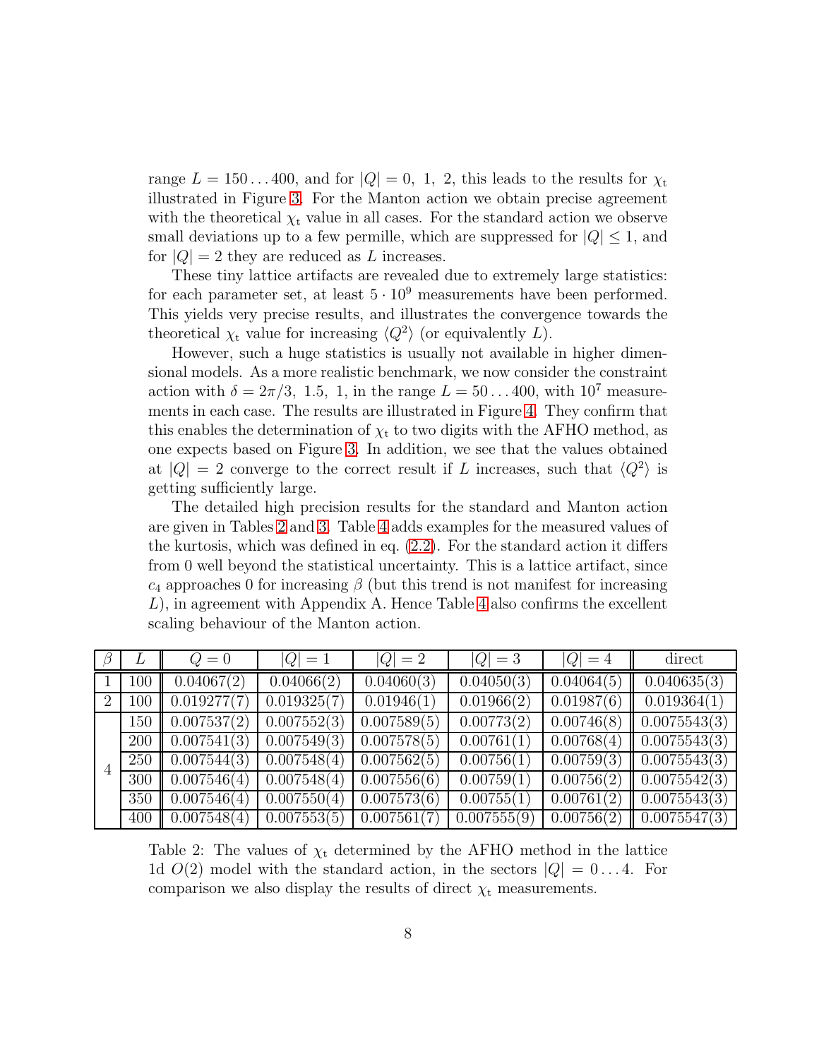range $L = 150 \dots 400$, and for $|Q| = 0,\ 1,\ 2$, this leads to the results for $\chi_{\rm t}$ illustrated in Figure 3. For the Manton action we obtain precise agreement with the theoretical $\chi_{\rm t}$ value in all cases. For the standard action we observe small deviations up to a few permille, which are suppressed for $|Q| \leq 1$, and for $|Q| = 2$ they are reduced as $L$ increases.

These tiny lattice artifacts are revealed due to extremely large statistics: for each parameter set, at least $5 \cdot 10^9$ measurements have been performed. This yields very precise results, and illustrates the convergence towards the theoretical $\chi_{\rm t}$ value for increasing $\langle Q^2 \rangle$ (or equivalently $L$).

However, such a huge statistics is usually not available in higher dimensional models. As a more realistic benchmark, we now consider the constraint action with $\delta = 2\pi/3,\ 1.5,\ 1$, in the range $L = 50 \dots 400$, with $10^7$ measurements in each case. The results are illustrated in Figure 4. They confirm that this enables the determination of $\chi_{\rm t}$ to two digits with the AFHO method, as one expects based on Figure 3. In addition, we see that the values obtained at $|Q| = 2$ converge to the correct result if $L$ increases, such that $\langle Q^2 \rangle$ is getting sufficiently large.

The detailed high precision results for the standard and Manton action are given in Tables 2 and 3. Table 4 adds examples for the measured values of the kurtosis, which was defined in eq. (2.2). For the standard action it differs from 0 well beyond the statistical uncertainty. This is a lattice artifact, since $c_4$ approaches 0 for increasing $\beta$ (but this trend is not manifest for increasing $L$), in agreement with Appendix A. Hence Table 4 also confirms the excellent scaling behaviour of the Manton action.

| $\beta$ | $L$ | $Q = 0$ | $\|Q\| = 1$ | $\|Q\| = 2$ | $\|Q\| = 3$ | $\|Q\| = 4$ | direct |
|---|---|---|---|---|---|---|---|
| 1 | 100 | 0.04067(2) | 0.04066(2) | 0.04060(3) | 0.04050(3) | 0.04064(5) | 0.040635(3) |
| 2 | 100 | 0.019277(7) | 0.019325(7) | 0.01946(1) | 0.01966(2) | 0.01987(6) | 0.019364(1) |
| 4 | 150 | 0.007537(2) | 0.007552(3) | 0.007589(5) | 0.00773(2) | 0.00746(8) | 0.0075543(3) |
| | 200 | 0.007541(3) | 0.007549(3) | 0.007578(5) | 0.00761(1) | 0.00768(4) | 0.0075543(3) |
| | 250 | 0.007544(3) | 0.007548(4) | 0.007562(5) | 0.00756(1) | 0.00759(3) | 0.0075543(3) |
| | 300 | 0.007546(4) | 0.007548(4) | 0.007556(6) | 0.00759(1) | 0.00756(2) | 0.0075542(3) |
| | 350 | 0.007546(4) | 0.007550(4) | 0.007573(6) | 0.00755(1) | 0.00761(2) | 0.0075543(3) |
| | 400 | 0.007548(4) | 0.007553(5) | 0.007561(7) | 0.007555(9) | 0.00756(2) | 0.0075547(3) |

Table 2: The values of $\chi_{\rm t}$ determined by the AFHO method in the lattice 1d $O(2)$ model with the standard action, in the sectors $|Q| = 0 \dots 4$. For comparison we also display the results of direct $\chi_{\rm t}$ measurements.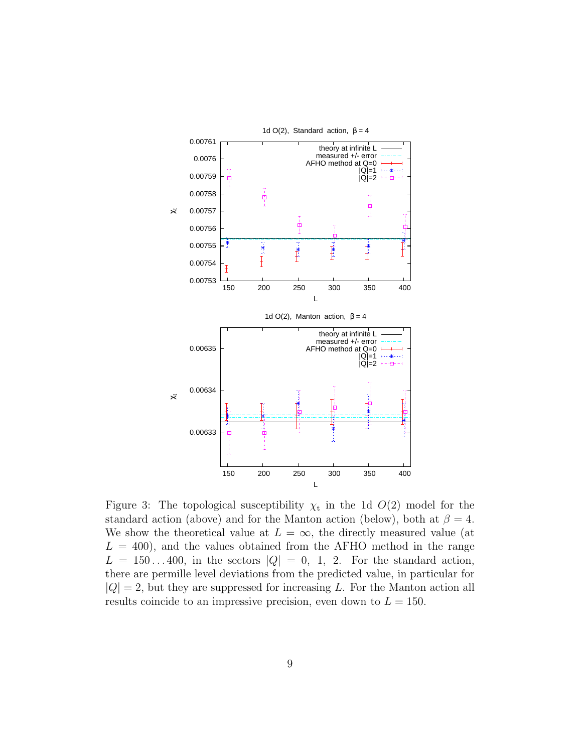Figure 3: The topological susceptibility $\chi_t$ in the 1d $O(2)$ model for the standard action (above) and for the Manton action (below), both at $\beta = 4$. We show the theoretical value at $L = \infty$, the directly measured value (at $L = 400$), and the values obtained from the AFHO method in the range $L = 150 \dots 400$, in the sectors $|Q| = 0, 1, 2$. For the standard action, there are permille level deviations from the predicted value, in particular for $|Q| = 2$, but they are suppressed for increasing $L$. For the Manton action all results coincide to an impressive precision, even down to $L = 150$.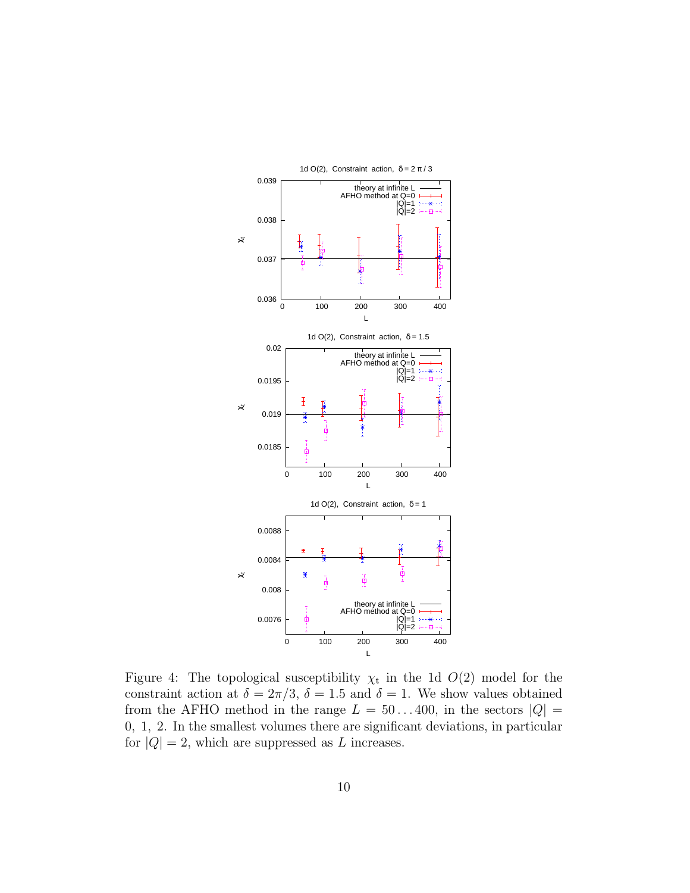Figure 4: The topological susceptibility $\chi_t$ in the 1d $O(2)$ model for the constraint action at $\delta = 2\pi/3$, $\delta = 1.5$ and $\delta = 1$. We show values obtained from the AFHO method in the range $L = 50 \dots 400$, in the sectors $|Q| = 0,\ 1,\ 2$. In the smallest volumes there are significant deviations, in particular for $|Q| = 2$, which are suppressed as $L$ increases.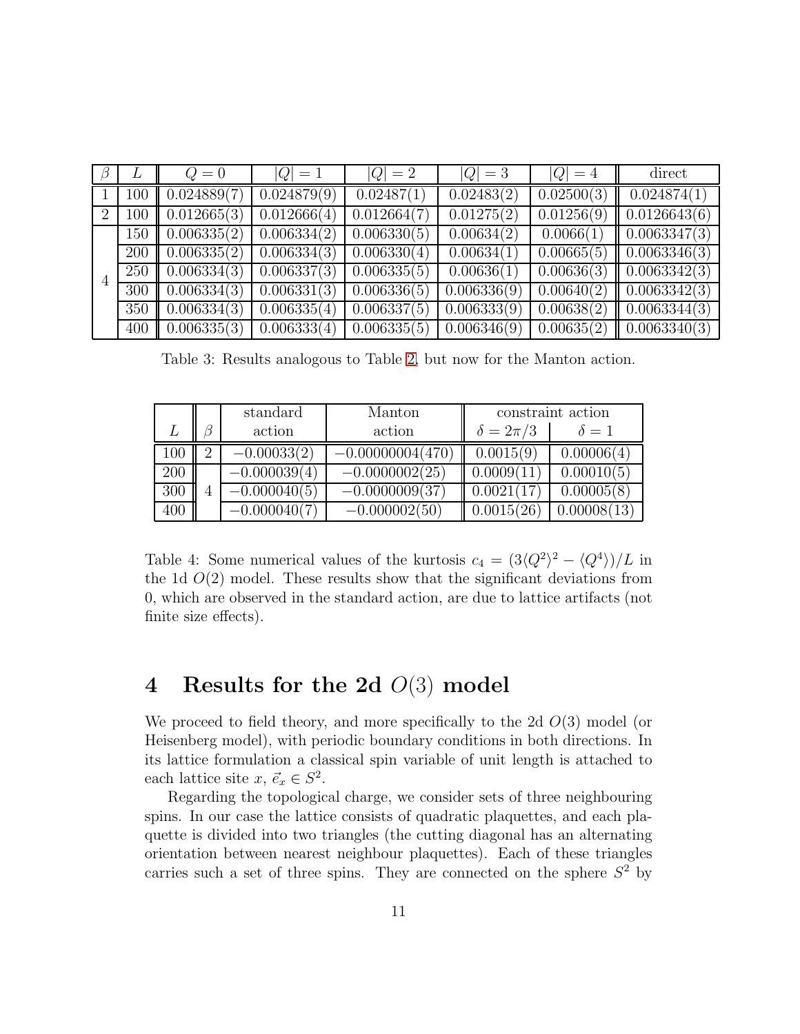| $\beta$ | $L$ | $Q=0$ | $\vert Q\vert=1$ | $\vert Q\vert=2$ | $\vert Q\vert=3$ | $\vert Q\vert=4$ | direct |
|---|---|---|---|---|---|---|---|
| 1 | 100 | 0.024889(7) | 0.024879(9) | 0.02487(1) | 0.02483(2) | 0.02500(3) | 0.024874(1) |
| 2 | 100 | 0.012665(3) | 0.012666(4) | 0.012664(7) | 0.01275(2) | 0.01256(9) | 0.0126643(6) |
| 4 | 150 | 0.006335(2) | 0.006334(2) | 0.006330(5) | 0.00634(2) | 0.0066(1) | 0.0063347(3) |
| | 200 | 0.006335(2) | 0.006334(3) | 0.006330(4) | 0.00634(1) | 0.00665(5) | 0.0063346(3) |
| | 250 | 0.006334(3) | 0.006337(3) | 0.006335(5) | 0.00636(1) | 0.00636(3) | 0.0063342(3) |
| | 300 | 0.006334(3) | 0.006331(3) | 0.006336(5) | 0.006336(9) | 0.00640(2) | 0.0063342(3) |
| | 350 | 0.006334(3) | 0.006335(4) | 0.006337(5) | 0.006333(9) | 0.00638(2) | 0.0063344(3) |
| | 400 | 0.006335(3) | 0.006333(4) | 0.006335(5) | 0.006346(9) | 0.00635(2) | 0.0063340(3) |

Table 3: Results analogous to Table 2, but now for the Manton action.

| | | standard | Manton | constraint action | |
|---|---|---|---|---|---|
| $L$ | $\beta$ | action | action | $\delta=2\pi/3$ | $\delta=1$ |
| 100 | 2 | $-0.00033(2)$ | $-0.00000004(470)$ | 0.0015(9) | 0.00006(4) |
| 200 | 4 | $-0.000039(4)$ | $-0.0000002(25)$ | 0.0009(11) | 0.00010(5) |
| 300 | | $-0.000040(5)$ | $-0.0000009(37)$ | 0.0021(17) | 0.00005(8) |
| 400 | | $-0.000040(7)$ | $-0.000002(50)$ | 0.0015(26) | 0.00008(13) |

Table 4: Some numerical values of the kurtosis $c_4 = (3\langle Q^2\rangle^2 - \langle Q^4\rangle)/L$ in the 1d $O(2)$ model. These results show that the significant deviations from 0, which are observed in the standard action, are due to lattice artifacts (not finite size effects).

# 4 Results for the 2d $O(3)$ model

We proceed to field theory, and more specifically to the 2d $O(3)$ model (or Heisenberg model), with periodic boundary conditions in both directions. In its lattice formulation a classical spin variable of unit length is attached to each lattice site $x$, $\vec{e}_x \in S^2$.

Regarding the topological charge, we consider sets of three neighbouring spins. In our case the lattice consists of quadratic plaquettes, and each plaquette is divided into two triangles (the cutting diagonal has an alternating orientation between nearest neighbour plaquettes). Each of these triangles carries such a set of three spins. They are connected on the sphere $S^2$ by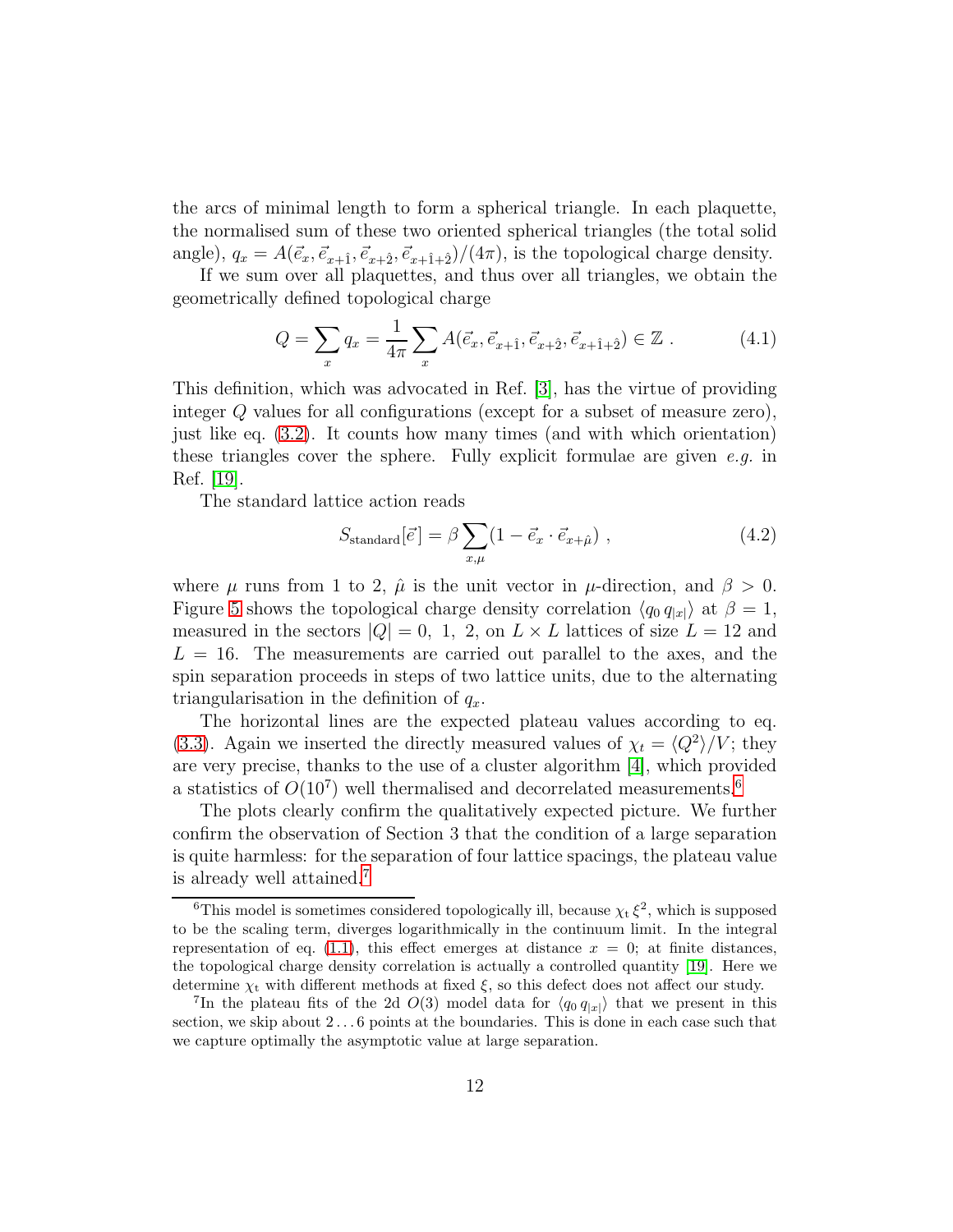the arcs of minimal length to form a spherical triangle. In each plaquette, the normalised sum of these two oriented spherical triangles (the total solid angle), $q_x = A(\vec{e}_x, \vec{e}_{x+\hat{1}}, \vec{e}_{x+\hat{2}}, \vec{e}_{x+\hat{1}+\hat{2}})/(4\pi)$, is the topological charge density.

If we sum over all plaquettes, and thus over all triangles, we obtain the geometrically defined topological charge

$$Q = \sum_x q_x = \frac{1}{4\pi} \sum_x A(\vec{e}_x, \vec{e}_{x+\hat{1}}, \vec{e}_{x+\hat{2}}, \vec{e}_{x+\hat{1}+\hat{2}}) \in \mathbb{Z} \ . \tag{4.1}$$

This definition, which was advocated in Ref. [3], has the virtue of providing integer $Q$ values for all configurations (except for a subset of measure zero), just like eq. (3.2). It counts how many times (and with which orientation) these triangles cover the sphere. Fully explicit formulae are given *e.g.* in Ref. [19].

The standard lattice action reads

$$S_{\rm standard}[\vec{e}] = \beta \sum_{x,\mu} (1 - \vec{e}_x \cdot \vec{e}_{x+\hat{\mu}}) \ , \tag{4.2}$$

where $\mu$ runs from 1 to 2, $\hat{\mu}$ is the unit vector in $\mu$-direction, and $\beta > 0$. Figure 5 shows the topological charge density correlation $\langle q_0 \, q_{|x|} \rangle$ at $\beta = 1$, measured in the sectors $|Q| = 0, \ 1, \ 2$, on $L \times L$ lattices of size $L = 12$ and $L = 16$. The measurements are carried out parallel to the axes, and the spin separation proceeds in steps of two lattice units, due to the alternating triangularisation in the definition of $q_x$.

The horizontal lines are the expected plateau values according to eq. (3.3). Again we inserted the directly measured values of $\chi_t = \langle Q^2 \rangle / V$; they are very precise, thanks to the use of a cluster algorithm [4], which provided a statistics of $O(10^7)$ well thermalised and decorrelated measurements.[6]

The plots clearly confirm the qualitatively expected picture. We further confirm the observation of Section 3 that the condition of a large separation is quite harmless: for the separation of four lattice spacings, the plateau value is already well attained.[7]

---

[6] This model is sometimes considered topologically ill, because $\chi_{\rm t} \, \xi^2$, which is supposed to be the scaling term, diverges logarithmically in the continuum limit. In the integral representation of eq. (1.1), this effect emerges at distance $x = 0$; at finite distances, the topological charge density correlation is actually a controlled quantity [19]. Here we determine $\chi_{\rm t}$ with different methods at fixed $\xi$, so this defect does not affect our study.

[7] In the plateau fits of the 2d $O(3)$ model data for $\langle q_0 \, q_{|x|} \rangle$ that we present in this section, we skip about $2 \dots 6$ points at the boundaries. This is done in each case such that we capture optimally the asymptotic value at large separation.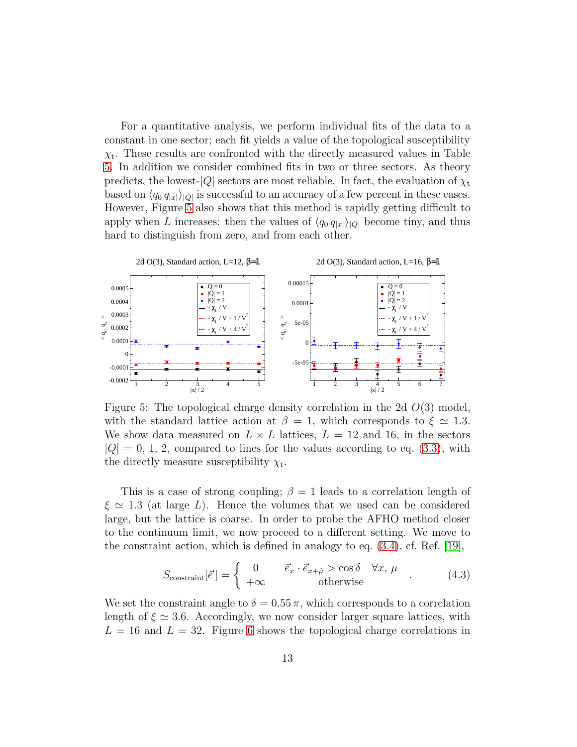For a quantitative analysis, we perform individual fits of the data to a constant in one sector; each fit yields a value of the topological susceptibility $\chi_t$. These results are confronted with the directly measured values in Table 5. In addition we consider combined fits in two or three sectors. As theory predicts, the lowest-$|Q|$ sectors are most reliable. In fact, the evaluation of $\chi_t$ based on $\langle q_0 \, q_{|x|} \rangle_{|Q|}$ is successful to an accuracy of a few percent in these cases. However, Figure 5 also shows that this method is rapidly getting difficult to apply when $L$ increases: then the values of $\langle q_0 \, q_{|x|} \rangle_{|Q|}$ become tiny, and thus hard to distinguish from zero, and from each other.

Figure 5: The topological charge density correlation in the 2d $O(3)$ model, with the standard lattice action at $\beta = 1$, which corresponds to $\xi \simeq 1.3$. We show data measured on $L \times L$ lattices, $L = 12$ and 16, in the sectors $|Q| = 0, 1, 2$, compared to lines for the values according to eq. (3.3), with the directly measure susceptibility $\chi_t$.

This is a case of strong coupling; $\beta = 1$ leads to a correlation length of $\xi \simeq 1.3$ (at large $L$). Hence the volumes that we used can be considered large, but the lattice is coarse. In order to probe the AFHO method closer to the continuum limit, we now proceed to a different setting. We move to the constraint action, which is defined in analogy to eq. (3.4), cf. Ref. [19],

$$S_{\rm constraint}[\vec{e}] = \begin{cases} 0 & \vec{e}_x \cdot \vec{e}_{x+\hat{\mu}} > \cos\delta \quad \forall x,\, \mu \\ +\infty & \text{otherwise} \end{cases} \quad . \tag{4.3}$$

We set the constraint angle to $\delta = 0.55\,\pi$, which corresponds to a correlation length of $\xi \simeq 3.6$. Accordingly, we now consider larger square lattices, with $L = 16$ and $L = 32$. Figure 6 shows the topological charge correlations in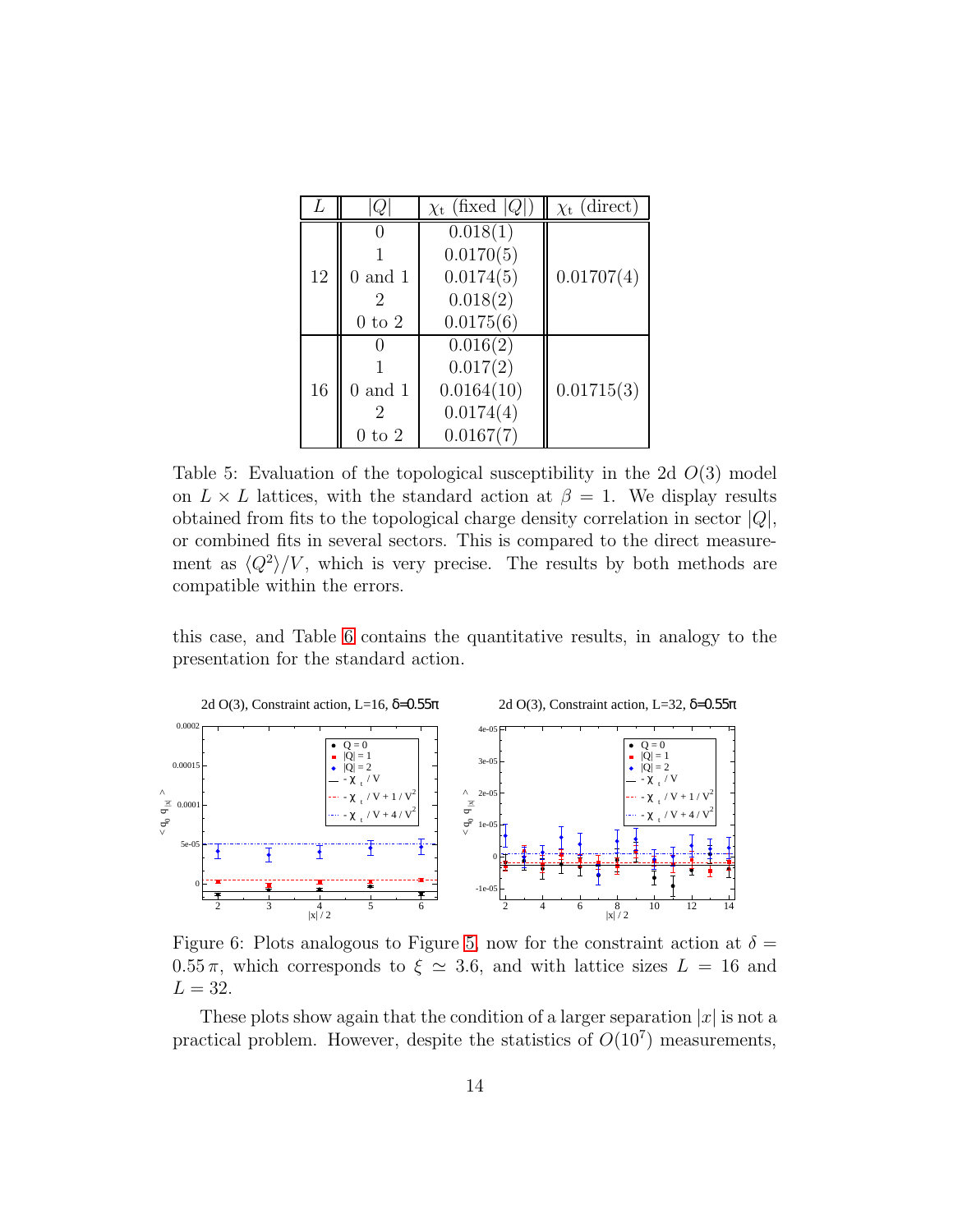| $L$ | $\|Q\|$ | $\chi_t$ (fixed $\|Q\|$) | $\chi_t$ (direct) |
|---|---|---|---|
| 12 | 0 | 0.018(1) | 0.01707(4) |
| | 1 | 0.0170(5) | |
| | 0 and 1 | 0.0174(5) | |
| | 2 | 0.018(2) | |
| | 0 to 2 | 0.0175(6) | |
| 16 | 0 | 0.016(2) | 0.01715(3) |
| | 1 | 0.017(2) | |
| | 0 and 1 | 0.0164(10) | |
| | 2 | 0.0174(4) | |
| | 0 to 2 | 0.0167(7) | |

Table 5: Evaluation of the topological susceptibility in the 2d $O(3)$ model on $L \times L$ lattices, with the standard action at $\beta = 1$. We display results obtained from fits to the topological charge density correlation in sector $|Q|$, or combined fits in several sectors. This is compared to the direct measurement as $\langle Q^2 \rangle / V$, which is very precise. The results by both methods are compatible within the errors.

this case, and Table 6 contains the quantitative results, in analogy to the presentation for the standard action.

Figure 6: Plots analogous to Figure 5, now for the constraint action at $\delta = 0.55\,\pi$, which corresponds to $\xi \simeq 3.6$, and with lattice sizes $L = 16$ and $L = 32$.

These plots show again that the condition of a larger separation $|x|$ is not a practical problem. However, despite the statistics of $O(10^7)$ measurements,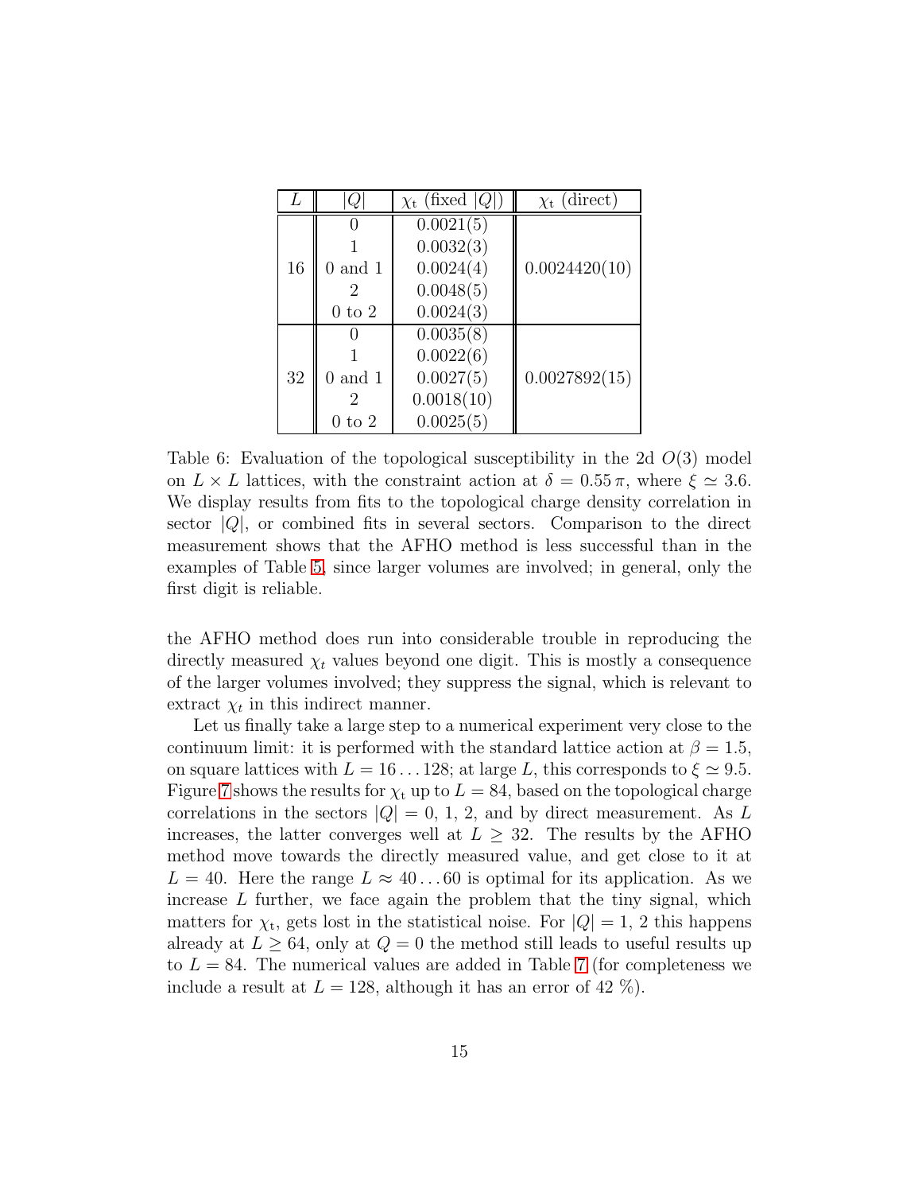| $L$ | $\lvert Q \rvert$ | $\chi_t$ (fixed $\lvert Q \rvert$) | $\chi_t$ (direct) |
|---|---|---|---|
| 16 | 0 | 0.0021(5) | 0.0024420(10) |
| | 1 | 0.0032(3) | |
| | 0 and 1 | 0.0024(4) | |
| | 2 | 0.0048(5) | |
| | 0 to 2 | 0.0024(3) | |
| 32 | 0 | 0.0035(8) | 0.0027892(15) |
| | 1 | 0.0022(6) | |
| | 0 and 1 | 0.0027(5) | |
| | 2 | 0.0018(10) | |
| | 0 to 2 | 0.0025(5) | |

Table 6: Evaluation of the topological susceptibility in the 2d $O(3)$ model on $L \times L$ lattices, with the constraint action at $\delta = 0.55\,\pi$, where $\xi \simeq 3.6$. We display results from fits to the topological charge density correlation in sector $|Q|$, or combined fits in several sectors. Comparison to the direct measurement shows that the AFHO method is less successful than in the examples of Table 5, since larger volumes are involved; in general, only the first digit is reliable.

the AFHO method does run into considerable trouble in reproducing the directly measured $\chi_t$ values beyond one digit. This is mostly a consequence of the larger volumes involved; they suppress the signal, which is relevant to extract $\chi_t$ in this indirect manner.

Let us finally take a large step to a numerical experiment very close to the continuum limit: it is performed with the standard lattice action at $\beta = 1.5$, on square lattices with $L = 16 \dots 128$; at large $L$, this corresponds to $\xi \simeq 9.5$. Figure 7 shows the results for $\chi_t$ up to $L = 84$, based on the topological charge correlations in the sectors $|Q| = 0,\, 1,\, 2$, and by direct measurement. As $L$ increases, the latter converges well at $L \geq 32$. The results by the AFHO method move towards the directly measured value, and get close to it at $L = 40$. Here the range $L \approx 40 \dots 60$ is optimal for its application. As we increase $L$ further, we face again the problem that the tiny signal, which matters for $\chi_t$, gets lost in the statistical noise. For $|Q| = 1,\, 2$ this happens already at $L \geq 64$, only at $Q = 0$ the method still leads to useful results up to $L = 84$. The numerical values are added in Table 7 (for completeness we include a result at $L = 128$, although it has an error of 42 %).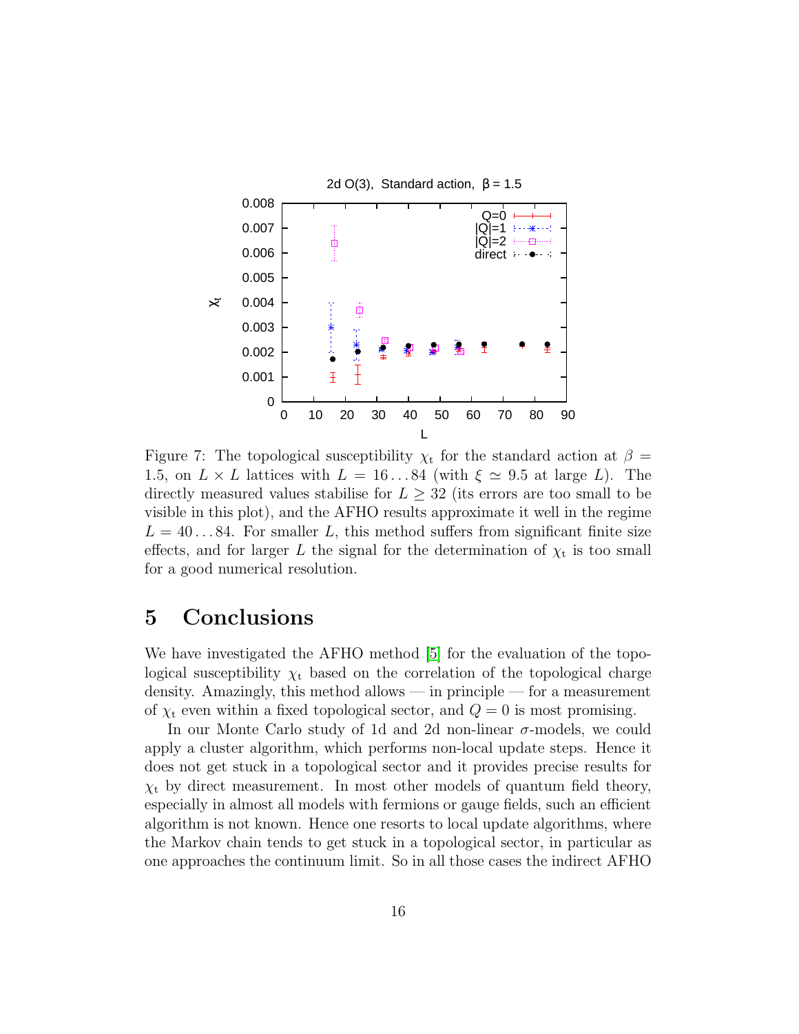Figure 7: The topological susceptibility $\chi_t$ for the standard action at $\beta = 1.5$, on $L \times L$ lattices with $L = 16 \dots 84$ (with $\xi \simeq 9.5$ at large $L$). The directly measured values stabilise for $L \geq 32$ (its errors are too small to be visible in this plot), and the AFHO results approximate it well in the regime $L = 40 \dots 84$. For smaller $L$, this method suffers from significant finite size effects, and for larger $L$ the signal for the determination of $\chi_t$ is too small for a good numerical resolution.

# 5 Conclusions

We have investigated the AFHO method [5] for the evaluation of the topological susceptibility $\chi_t$ based on the correlation of the topological charge density. Amazingly, this method allows — in principle — for a measurement of $\chi_t$ even within a fixed topological sector, and $Q = 0$ is most promising.

In our Monte Carlo study of 1d and 2d non-linear $\sigma$-models, we could apply a cluster algorithm, which performs non-local update steps. Hence it does not get stuck in a topological sector and it provides precise results for $\chi_t$ by direct measurement. In most other models of quantum field theory, especially in almost all models with fermions or gauge fields, such an efficient algorithm is not known. Hence one resorts to local update algorithms, where the Markov chain tends to get stuck in a topological sector, in particular as one approaches the continuum limit. So in all those cases the indirect AFHO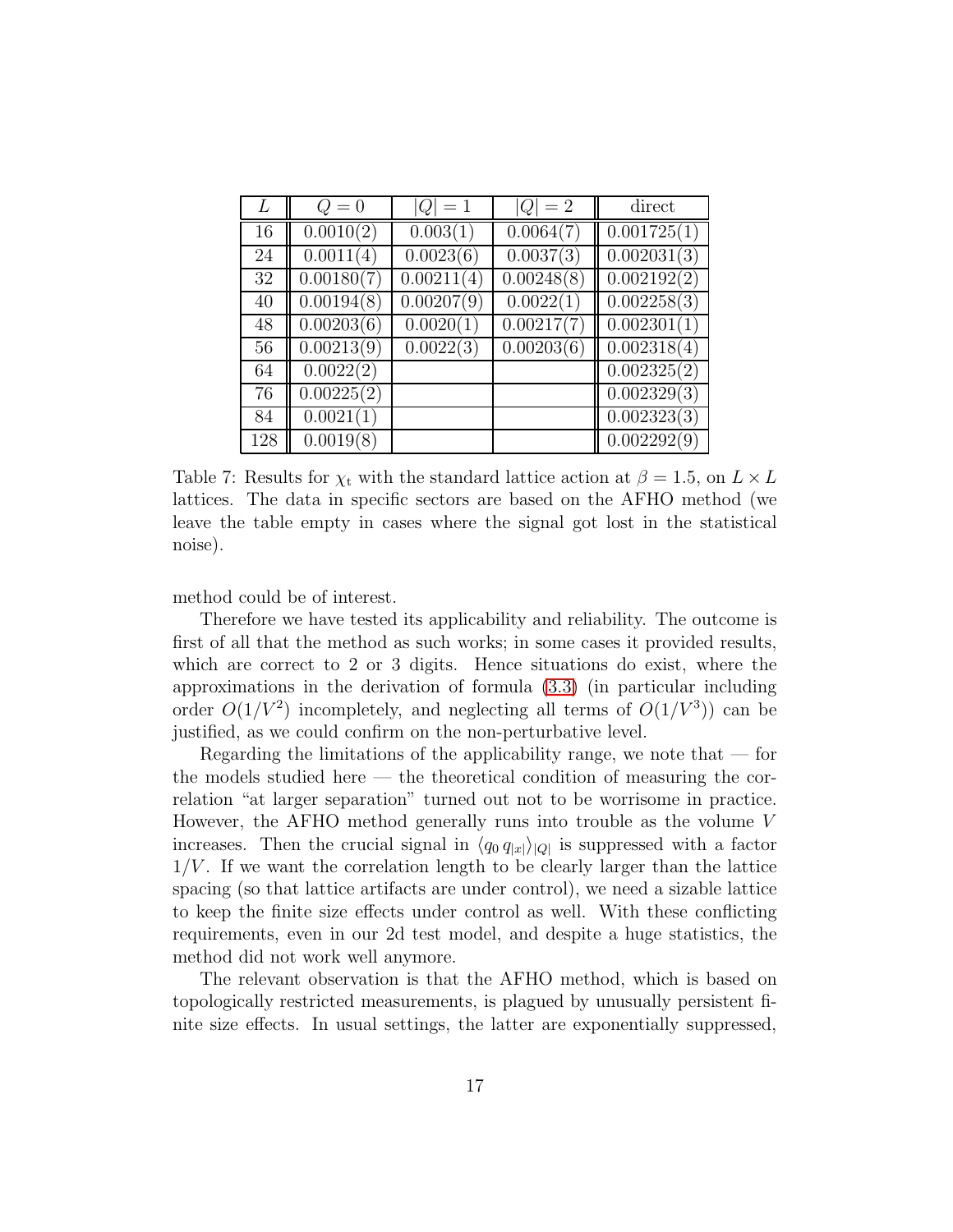| $L$ | $Q = 0$ | $\|Q\| = 1$ | $\|Q\| = 2$ | direct |
|---|---|---|---|---|
| 16 | 0.0010(2) | 0.003(1) | 0.0064(7) | 0.001725(1) |
| 24 | 0.0011(4) | 0.0023(6) | 0.0037(3) | 0.002031(3) |
| 32 | 0.00180(7) | 0.00211(4) | 0.00248(8) | 0.002192(2) |
| 40 | 0.00194(8) | 0.00207(9) | 0.0022(1) | 0.002258(3) |
| 48 | 0.00203(6) | 0.0020(1) | 0.00217(7) | 0.002301(1) |
| 56 | 0.00213(9) | 0.0022(3) | 0.00203(6) | 0.002318(4) |
| 64 | 0.0022(2) | | | 0.002325(2) |
| 76 | 0.00225(2) | | | 0.002329(3) |
| 84 | 0.0021(1) | | | 0.002323(3) |
| 128 | 0.0019(8) | | | 0.002292(9) |

Table 7: Results for $\chi_{\rm t}$ with the standard lattice action at $\beta = 1.5$, on $L \times L$ lattices. The data in specific sectors are based on the AFHO method (we leave the table empty in cases where the signal got lost in the statistical noise).

method could be of interest.

Therefore we have tested its applicability and reliability. The outcome is first of all that the method as such works; in some cases it provided results, which are correct to 2 or 3 digits. Hence situations do exist, where the approximations in the derivation of formula (3.3) (in particular including order $O(1/V^2)$ incompletely, and neglecting all terms of $O(1/V^3)$) can be justified, as we could confirm on the non-perturbative level.

Regarding the limitations of the applicability range, we note that — for the models studied here — the theoretical condition of measuring the correlation "at larger separation" turned out not to be worrisome in practice. However, the AFHO method generally runs into trouble as the volume $V$ increases. Then the crucial signal in $\langle q_0 \, q_{|x|} \rangle_{|Q|}$ is suppressed with a factor $1/V$. If we want the correlation length to be clearly larger than the lattice spacing (so that lattice artifacts are under control), we need a sizable lattice to keep the finite size effects under control as well. With these conflicting requirements, even in our 2d test model, and despite a huge statistics, the method did not work well anymore.

The relevant observation is that the AFHO method, which is based on topologically restricted measurements, is plagued by unusually persistent finite size effects. In usual settings, the latter are exponentially suppressed,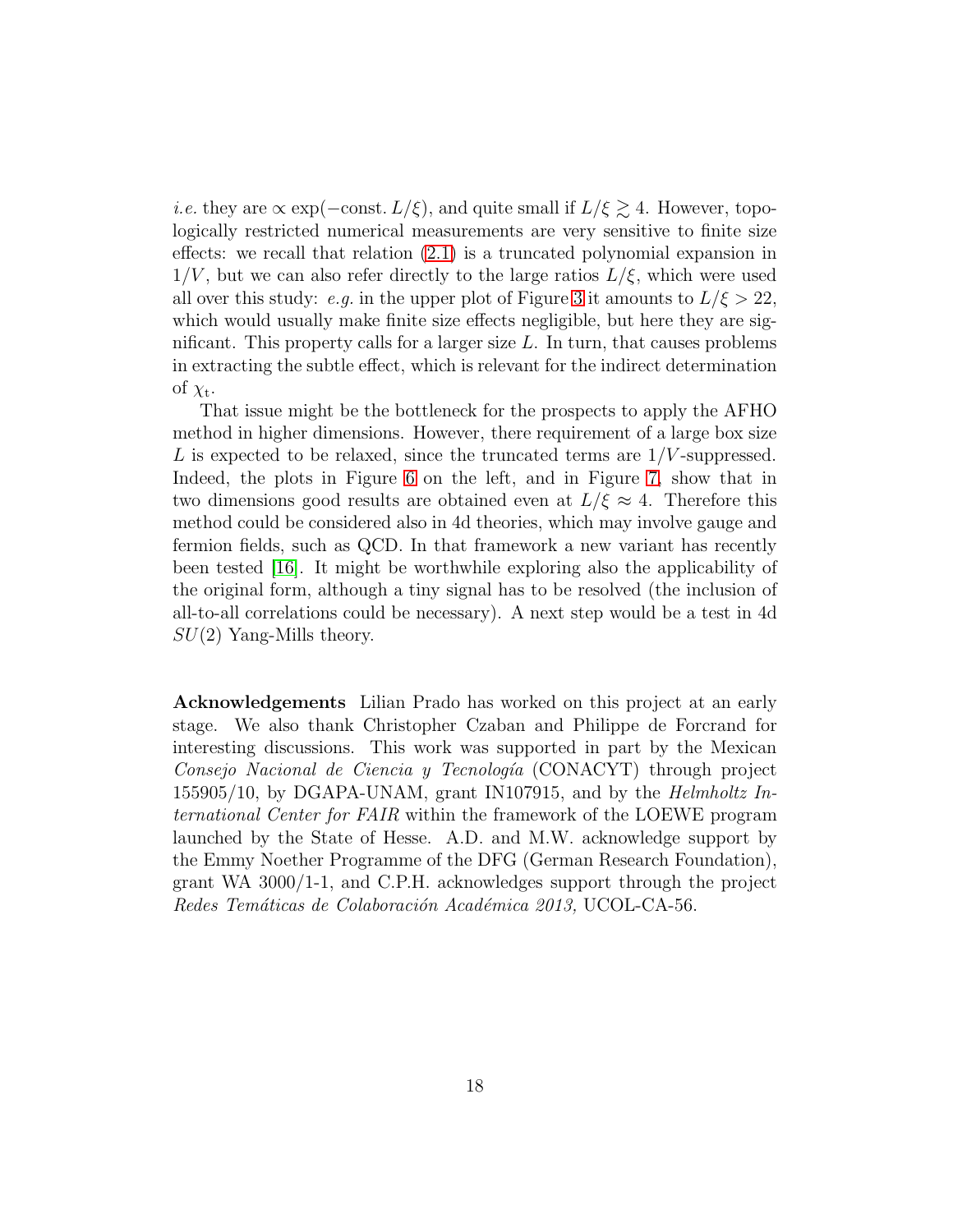*i.e.* they are $\propto \exp(-\text{const.}\, L/\xi)$, and quite small if $L/\xi \gtrsim 4$. However, topologically restricted numerical measurements are very sensitive to finite size effects: we recall that relation (2.1) is a truncated polynomial expansion in $1/V$, but we can also refer directly to the large ratios $L/\xi$, which were used all over this study: *e.g.* in the upper plot of Figure 3 it amounts to $L/\xi > 22$, which would usually make finite size effects negligible, but here they are significant. This property calls for a larger size $L$. In turn, that causes problems in extracting the subtle effect, which is relevant for the indirect determination of $\chi_{\rm t}$.

That issue might be the bottleneck for the prospects to apply the AFHO method in higher dimensions. However, there requirement of a large box size $L$ is expected to be relaxed, since the truncated terms are $1/V$-suppressed. Indeed, the plots in Figure 6 on the left, and in Figure 7, show that in two dimensions good results are obtained even at $L/\xi \approx 4$. Therefore this method could be considered also in 4d theories, which may involve gauge and fermion fields, such as QCD. In that framework a new variant has recently been tested [16]. It might be worthwhile exploring also the applicability of the original form, although a tiny signal has to be resolved (the inclusion of all-to-all correlations could be necessary). A next step would be a test in 4d $SU(2)$ Yang-Mills theory.

**Acknowledgements** Lilian Prado has worked on this project at an early stage. We also thank Christopher Czaban and Philippe de Forcrand for interesting discussions. This work was supported in part by the Mexican *Consejo Nacional de Ciencia y Tecnología* (CONACYT) through project 155905/10, by DGAPA-UNAM, grant IN107915, and by the *Helmholtz International Center for FAIR* within the framework of the LOEWE program launched by the State of Hesse. A.D. and M.W. acknowledge support by the Emmy Noether Programme of the DFG (German Research Foundation), grant WA 3000/1-1, and C.P.H. acknowledges support through the project *Redes Temáticas de Colaboración Académica 2013,* UCOL-CA-56.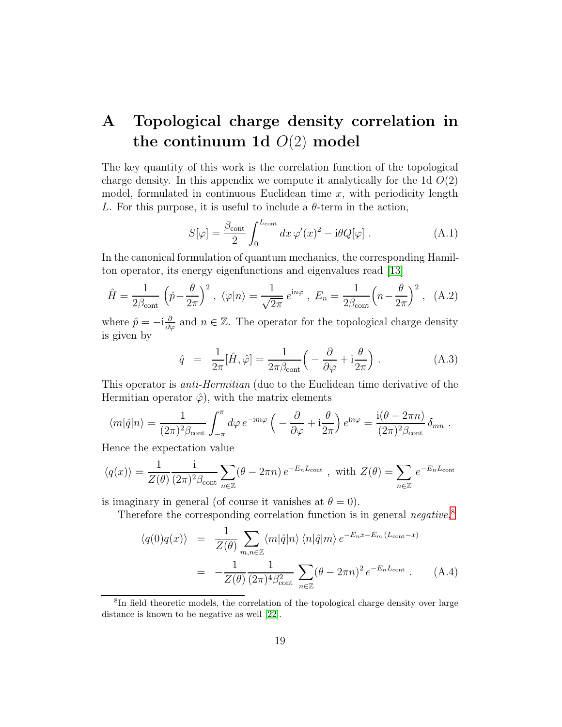# A Topological charge density correlation in the continuum 1d $O(2)$ model

The key quantity of this work is the correlation function of the topological charge density. In this appendix we compute it analytically for the 1d $O(2)$ model, formulated in continuous Euclidean time $x$, with periodicity length $L$. For this purpose, it is useful to include a $\theta$-term in the action,

$$S[\varphi] = \frac{\beta_{\rm cont}}{2} \int_0^{L_{\rm cont}} dx\, \varphi'(x)^2 - {\rm i}\theta Q[\varphi] \ . \tag{A.1}$$

In the canonical formulation of quantum mechanics, the corresponding Hamilton operator, its energy eigenfunctions and eigenvalues read [13]

$$\hat{H} = \frac{1}{2\beta_{\rm cont}} \Big(\hat{p} - \frac{\theta}{2\pi}\Big)^2 \ , \ \langle \varphi | n \rangle = \frac{1}{\sqrt{2\pi}}\, e^{{\rm i}n\varphi} \ , \ E_n = \frac{1}{2\beta_{\rm cont}} \Big(n - \frac{\theta}{2\pi}\Big)^2 \ , \tag{A.2}$$

where $\hat{p} = -{\rm i}\frac{\partial}{\partial\varphi}$ and $n \in \mathbb{Z}$. The operator for the topological charge density is given by

$$\hat{q} \ = \ \frac{1}{2\pi}[\hat{H}, \hat{\varphi}] = \frac{1}{2\pi\beta_{\rm cont}} \Big( -\frac{\partial}{\partial\varphi} + {\rm i}\frac{\theta}{2\pi}\Big) \ . \tag{A.3}$$

This operator is *anti-Hermitian* (due to the Euclidean time derivative of the Hermitian operator $\hat{\varphi}$), with the matrix elements

$$\langle m | \hat{q} | n \rangle = \frac{1}{(2\pi)^2 \beta_{\rm cont}} \int_{-\pi}^{\pi} d\varphi\, e^{-{\rm i}m\varphi} \Big( -\frac{\partial}{\partial\varphi} + {\rm i}\frac{\theta}{2\pi}\Big) e^{{\rm i}n\varphi} = \frac{{\rm i}(\theta - 2\pi n)}{(2\pi)^2\beta_{\rm cont}}\, \delta_{mn} \ .$$

Hence the expectation value

$$\langle q(x) \rangle = \frac{1}{Z(\theta)} \frac{{\rm i}}{(2\pi)^2 \beta_{\rm cont}} \sum_{n\in\mathbb{Z}} (\theta - 2\pi n)\, e^{-E_n L_{\rm cont}} \ , \ \text{with } Z(\theta) = \sum_{n\in\mathbb{Z}} e^{-E_n L_{\rm cont}}$$

is imaginary in general (of course it vanishes at $\theta = 0$).

Therefore the corresponding correlation function is in general *negative*.[8]

$$\begin{aligned}
\langle q(0) q(x) \rangle \ &= \ \frac{1}{Z(\theta)} \sum_{m,n\in\mathbb{Z}} \langle m|\hat{q}|n\rangle\, \langle n|\hat{q}|m\rangle\, e^{-E_n x - E_m (L_{\rm cont} - x)} \\
&= \ -\frac{1}{Z(\theta)} \frac{1}{(2\pi)^4 \beta_{\rm cont}^2} \sum_{n\in\mathbb{Z}} (\theta - 2\pi n)^2\, e^{-E_n L_{\rm cont}} \ .
\end{aligned} \tag{A.4}$$

[8] In field theoretic models, the correlation of the topological charge density over large distance is known to be negative as well [22].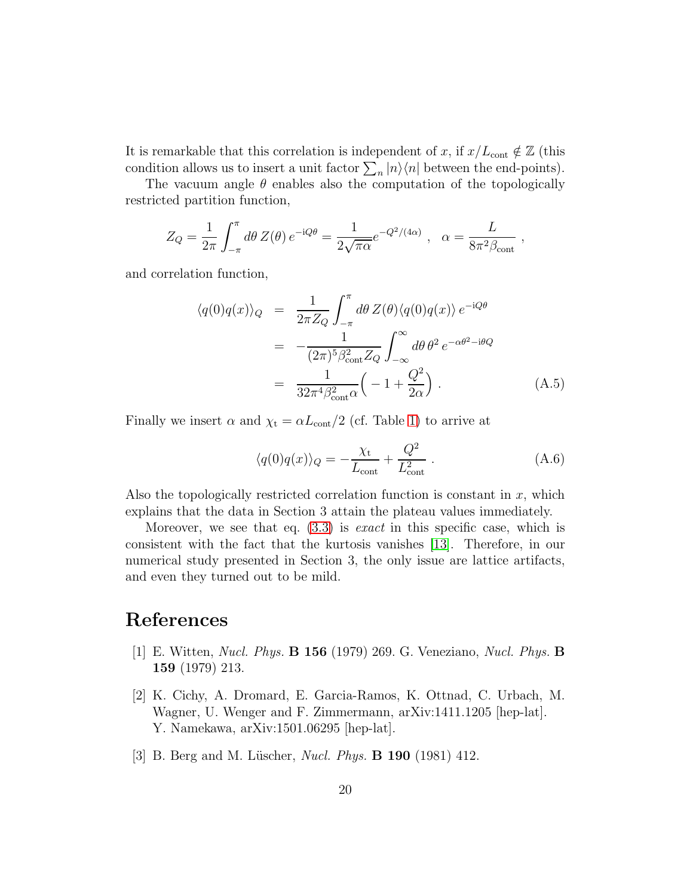It is remarkable that this correlation is independent of $x$, if $x/L_{\rm cont} \notin \mathbb{Z}$ (this condition allows us to insert a unit factor $\sum_n |n\rangle\langle n|$ between the end-points).

The vacuum angle $\theta$ enables also the computation of the topologically restricted partition function,

$$Z_Q = \frac{1}{2\pi}\int_{-\pi}^{\pi} d\theta \, Z(\theta)\, e^{-{\rm i}Q\theta} = \frac{1}{2\sqrt{\pi\alpha}} e^{-Q^2/(4\alpha)} \ , \quad \alpha = \frac{L}{8\pi^2 \beta_{\rm cont}} \ ,$$

and correlation function,

$$\begin{aligned}
\langle q(0)q(x)\rangle_Q &= \frac{1}{2\pi Z_Q}\int_{-\pi}^{\pi} d\theta \, Z(\theta) \langle q(0)q(x)\rangle \, e^{-{\rm i}Q\theta} \\
&= -\frac{1}{(2\pi)^5 \beta_{\rm cont}^2 Z_Q}\int_{-\infty}^{\infty} d\theta \, \theta^2 \, e^{-\alpha\theta^2 - {\rm i}\theta Q} \\
&= \frac{1}{32\pi^4 \beta_{\rm cont}^2 \alpha}\Big( -1 + \frac{Q^2}{2\alpha}\Big) \ . 
\end{aligned} \tag{A.5}$$

Finally we insert $\alpha$ and $\chi_{\rm t} = \alpha L_{\rm cont}/2$ (cf. Table 1) to arrive at

$$\langle q(0)q(x)\rangle_Q = -\frac{\chi_{\rm t}}{L_{\rm cont}} + \frac{Q^2}{L_{\rm cont}^2} \ . \tag{A.6}$$

Also the topologically restricted correlation function is constant in $x$, which explains that the data in Section 3 attain the plateau values immediately.

Moreover, we see that eq. (3.3) is *exact* in this specific case, which is consistent with the fact that the kurtosis vanishes [13]. Therefore, in our numerical study presented in Section 3, the only issue are lattice artifacts, and even they turned out to be mild.

# References

[1] E. Witten, *Nucl. Phys.* **B 156** (1979) 269. G. Veneziano, *Nucl. Phys.* **B 159** (1979) 213.

[2] K. Cichy, A. Dromard, E. Garcia-Ramos, K. Ottnad, C. Urbach, M. Wagner, U. Wenger and F. Zimmermann, arXiv:1411.1205 [hep-lat]. Y. Namekawa, arXiv:1501.06295 [hep-lat].

[3] B. Berg and M. Lüscher, *Nucl. Phys.* **B 190** (1981) 412.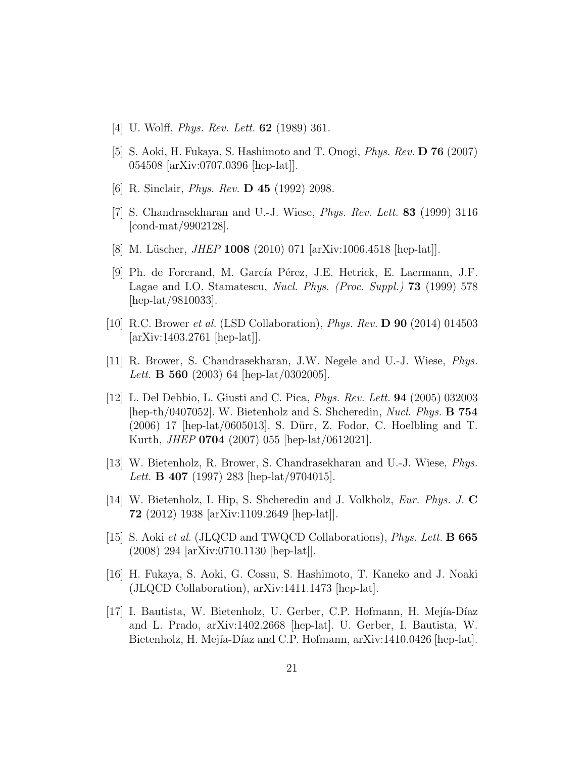[4] U. Wolff, *Phys. Rev. Lett.* **62** (1989) 361.

[5] S. Aoki, H. Fukaya, S. Hashimoto and T. Onogi, *Phys. Rev.* **D 76** (2007) 054508 [arXiv:0707.0396 [hep-lat]].

[6] R. Sinclair, *Phys. Rev.* **D 45** (1992) 2098.

[7] S. Chandrasekharan and U.-J. Wiese, *Phys. Rev. Lett.* **83** (1999) 3116 [cond-mat/9902128].

[8] M. Lüscher, *JHEP* **1008** (2010) 071 [arXiv:1006.4518 [hep-lat]].

[9] Ph. de Forcrand, M. García Pérez, J.E. Hetrick, E. Laermann, J.F. Lagae and I.O. Stamatescu, *Nucl. Phys. (Proc. Suppl.)* **73** (1999) 578 [hep-lat/9810033].

[10] R.C. Brower *et al.* (LSD Collaboration), *Phys. Rev.* **D 90** (2014) 014503 [arXiv:1403.2761 [hep-lat]].

[11] R. Brower, S. Chandrasekharan, J.W. Negele and U.-J. Wiese, *Phys. Lett.* **B 560** (2003) 64 [hep-lat/0302005].

[12] L. Del Debbio, L. Giusti and C. Pica, *Phys. Rev. Lett.* **94** (2005) 032003 [hep-th/0407052]. W. Bietenholz and S. Shcheredin, *Nucl. Phys.* **B 754** (2006) 17 [hep-lat/0605013]. S. Dürr, Z. Fodor, C. Hoelbling and T. Kurth, *JHEP* **0704** (2007) 055 [hep-lat/0612021].

[13] W. Bietenholz, R. Brower, S. Chandrasekharan and U.-J. Wiese, *Phys. Lett.* **B 407** (1997) 283 [hep-lat/9704015].

[14] W. Bietenholz, I. Hip, S. Shcheredin and J. Volkholz, *Eur. Phys. J.* **C 72** (2012) 1938 [arXiv:1109.2649 [hep-lat]].

[15] S. Aoki *et al.* (JLQCD and TWQCD Collaborations), *Phys. Lett.* **B 665** (2008) 294 [arXiv:0710.1130 [hep-lat]].

[16] H. Fukaya, S. Aoki, G. Cossu, S. Hashimoto, T. Kaneko and J. Noaki (JLQCD Collaboration), arXiv:1411.1473 [hep-lat].

[17] I. Bautista, W. Bietenholz, U. Gerber, C.P. Hofmann, H. Mejía-Díaz and L. Prado, arXiv:1402.2668 [hep-lat]. U. Gerber, I. Bautista, W. Bietenholz, H. Mejía-Díaz and C.P. Hofmann, arXiv:1410.0426 [hep-lat].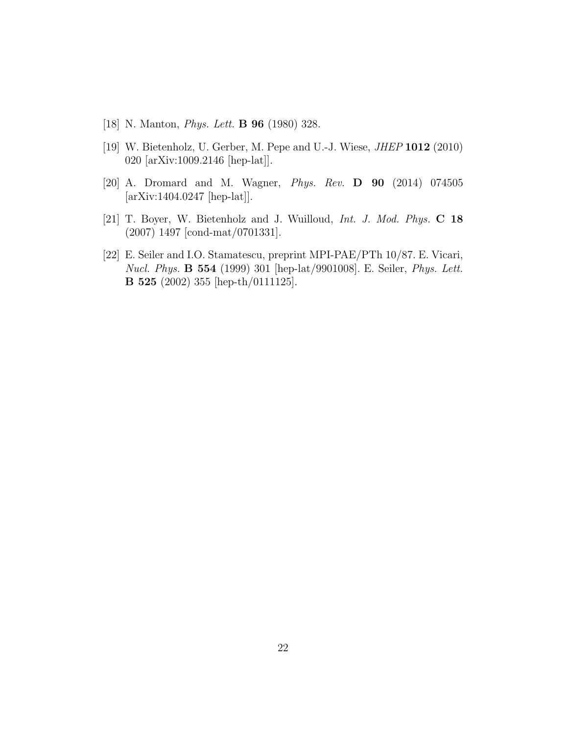[18] N. Manton, *Phys. Lett.* **B 96** (1980) 328.

[19] W. Bietenholz, U. Gerber, M. Pepe and U.-J. Wiese, *JHEP* **1012** (2010) 020 [arXiv:1009.2146 [hep-lat]].

[20] A. Dromard and M. Wagner, *Phys. Rev.* **D 90** (2014) 074505 [arXiv:1404.0247 [hep-lat]].

[21] T. Boyer, W. Bietenholz and J. Wuilloud, *Int. J. Mod. Phys.* **C 18** (2007) 1497 [cond-mat/0701331].

[22] E. Seiler and I.O. Stamatescu, preprint MPI-PAE/PTh 10/87. E. Vicari, *Nucl. Phys.* **B 554** (1999) 301 [hep-lat/9901008]. E. Seiler, *Phys. Lett.* **B 525** (2002) 355 [hep-th/0111125].